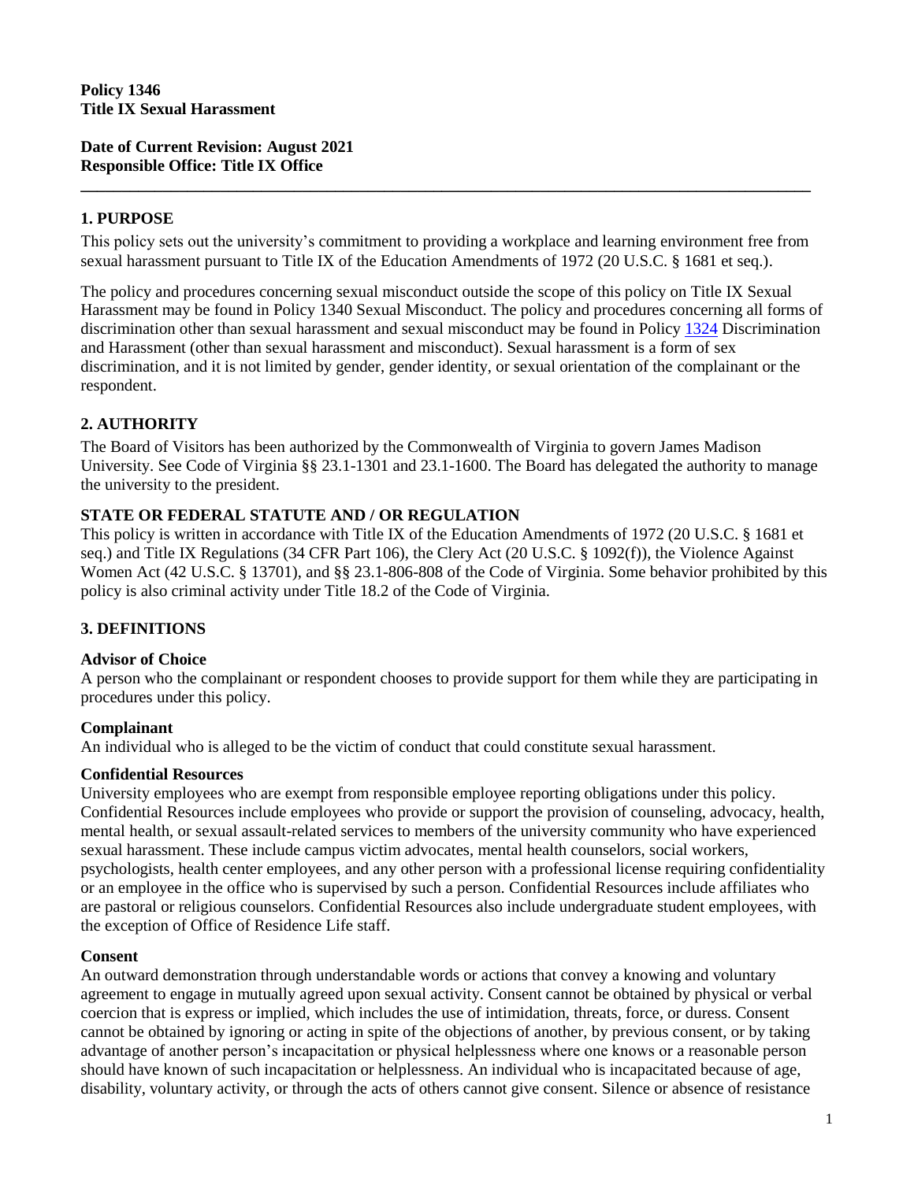**Policy 1346**
**Title IX Sexual Harassment**

**Date of Current Revision: August 2021**
**Responsible Office: Title IX Office**

---

## 1. PURPOSE

This policy sets out the university's commitment to providing a workplace and learning environment free from sexual harassment pursuant to Title IX of the Education Amendments of 1972 (20 U.S.C. § 1681 et seq.).

The policy and procedures concerning sexual misconduct outside the scope of this policy on Title IX Sexual Harassment may be found in Policy 1340 Sexual Misconduct. The policy and procedures concerning all forms of discrimination other than sexual harassment and sexual misconduct may be found in Policy 1324 Discrimination and Harassment (other than sexual harassment and misconduct). Sexual harassment is a form of sex discrimination, and it is not limited by gender, gender identity, or sexual orientation of the complainant or the respondent.

## 2. AUTHORITY

The Board of Visitors has been authorized by the Commonwealth of Virginia to govern James Madison University. See Code of Virginia §§ 23.1-1301 and 23.1-1600. The Board has delegated the authority to manage the university to the president.

### STATE OR FEDERAL STATUTE AND / OR REGULATION

This policy is written in accordance with Title IX of the Education Amendments of 1972 (20 U.S.C. § 1681 et seq.) and Title IX Regulations (34 CFR Part 106), the Clery Act (20 U.S.C. § 1092(f)), the Violence Against Women Act (42 U.S.C. § 13701), and §§ 23.1-806-808 of the Code of Virginia. Some behavior prohibited by this policy is also criminal activity under Title 18.2 of the Code of Virginia.

## 3. DEFINITIONS

### Advisor of Choice

A person who the complainant or respondent chooses to provide support for them while they are participating in procedures under this policy.

### Complainant

An individual who is alleged to be the victim of conduct that could constitute sexual harassment.

### Confidential Resources

University employees who are exempt from responsible employee reporting obligations under this policy. Confidential Resources include employees who provide or support the provision of counseling, advocacy, health, mental health, or sexual assault-related services to members of the university community who have experienced sexual harassment. These include campus victim advocates, mental health counselors, social workers, psychologists, health center employees, and any other person with a professional license requiring confidentiality or an employee in the office who is supervised by such a person. Confidential Resources include affiliates who are pastoral or religious counselors. Confidential Resources also include undergraduate student employees, with the exception of Office of Residence Life staff.

### Consent

An outward demonstration through understandable words or actions that convey a knowing and voluntary agreement to engage in mutually agreed upon sexual activity. Consent cannot be obtained by physical or verbal coercion that is express or implied, which includes the use of intimidation, threats, force, or duress. Consent cannot be obtained by ignoring or acting in spite of the objections of another, by previous consent, or by taking advantage of another person's incapacitation or physical helplessness where one knows or a reasonable person should have known of such incapacitation or helplessness. An individual who is incapacitated because of age, disability, voluntary activity, or through the acts of others cannot give consent. Silence or absence of resistance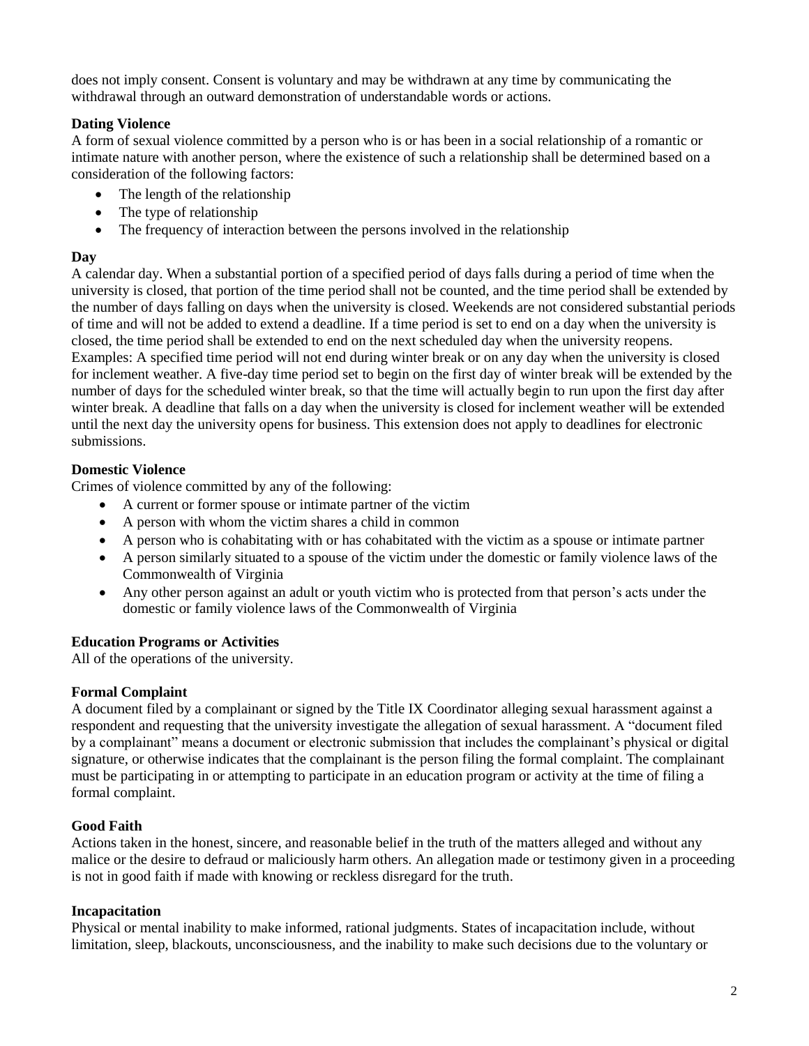does not imply consent. Consent is voluntary and may be withdrawn at any time by communicating the withdrawal through an outward demonstration of understandable words or actions.

**Dating Violence**

A form of sexual violence committed by a person who is or has been in a social relationship of a romantic or intimate nature with another person, where the existence of such a relationship shall be determined based on a consideration of the following factors:

- The length of the relationship
- The type of relationship
- The frequency of interaction between the persons involved in the relationship

**Day**

A calendar day. When a substantial portion of a specified period of days falls during a period of time when the university is closed, that portion of the time period shall not be counted, and the time period shall be extended by the number of days falling on days when the university is closed. Weekends are not considered substantial periods of time and will not be added to extend a deadline. If a time period is set to end on a day when the university is closed, the time period shall be extended to end on the next scheduled day when the university reopens. Examples: A specified time period will not end during winter break or on any day when the university is closed for inclement weather. A five-day time period set to begin on the first day of winter break will be extended by the number of days for the scheduled winter break, so that the time will actually begin to run upon the first day after winter break. A deadline that falls on a day when the university is closed for inclement weather will be extended until the next day the university opens for business. This extension does not apply to deadlines for electronic submissions.

**Domestic Violence**

Crimes of violence committed by any of the following:

- A current or former spouse or intimate partner of the victim
- A person with whom the victim shares a child in common
- A person who is cohabitating with or has cohabitated with the victim as a spouse or intimate partner
- A person similarly situated to a spouse of the victim under the domestic or family violence laws of the Commonwealth of Virginia
- Any other person against an adult or youth victim who is protected from that person's acts under the domestic or family violence laws of the Commonwealth of Virginia

**Education Programs or Activities**

All of the operations of the university.

**Formal Complaint**

A document filed by a complainant or signed by the Title IX Coordinator alleging sexual harassment against a respondent and requesting that the university investigate the allegation of sexual harassment. A "document filed by a complainant" means a document or electronic submission that includes the complainant's physical or digital signature, or otherwise indicates that the complainant is the person filing the formal complaint. The complainant must be participating in or attempting to participate in an education program or activity at the time of filing a formal complaint.

**Good Faith**

Actions taken in the honest, sincere, and reasonable belief in the truth of the matters alleged and without any malice or the desire to defraud or maliciously harm others. An allegation made or testimony given in a proceeding is not in good faith if made with knowing or reckless disregard for the truth.

**Incapacitation**

Physical or mental inability to make informed, rational judgments. States of incapacitation include, without limitation, sleep, blackouts, unconsciousness, and the inability to make such decisions due to the voluntary or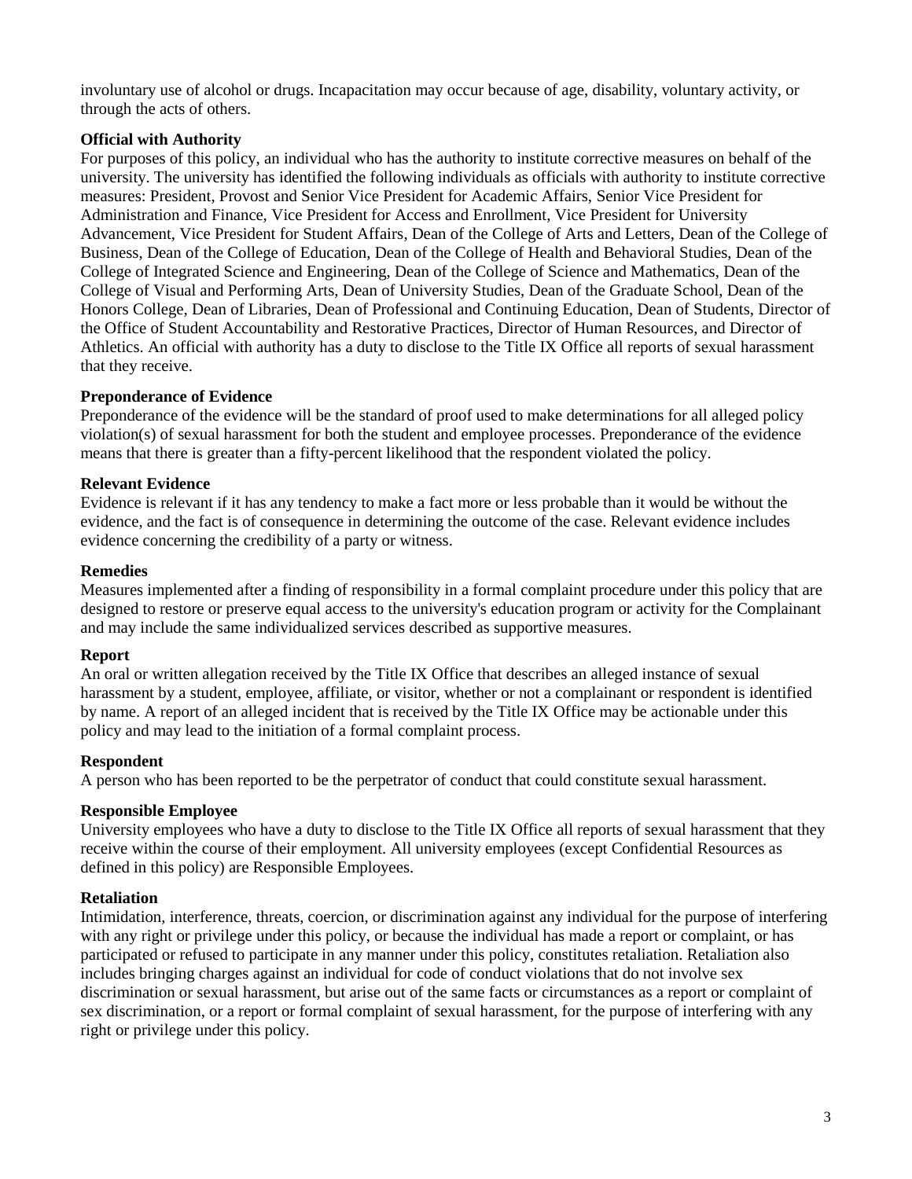involuntary use of alcohol or drugs. Incapacitation may occur because of age, disability, voluntary activity, or through the acts of others.

**Official with Authority**
For purposes of this policy, an individual who has the authority to institute corrective measures on behalf of the university. The university has identified the following individuals as officials with authority to institute corrective measures: President, Provost and Senior Vice President for Academic Affairs, Senior Vice President for Administration and Finance, Vice President for Access and Enrollment, Vice President for University Advancement, Vice President for Student Affairs, Dean of the College of Arts and Letters, Dean of the College of Business, Dean of the College of Education, Dean of the College of Health and Behavioral Studies, Dean of the College of Integrated Science and Engineering, Dean of the College of Science and Mathematics, Dean of the College of Visual and Performing Arts, Dean of University Studies, Dean of the Graduate School, Dean of the Honors College, Dean of Libraries, Dean of Professional and Continuing Education, Dean of Students, Director of the Office of Student Accountability and Restorative Practices, Director of Human Resources, and Director of Athletics. An official with authority has a duty to disclose to the Title IX Office all reports of sexual harassment that they receive.

**Preponderance of Evidence**
Preponderance of the evidence will be the standard of proof used to make determinations for all alleged policy violation(s) of sexual harassment for both the student and employee processes. Preponderance of the evidence means that there is greater than a fifty-percent likelihood that the respondent violated the policy.

**Relevant Evidence**
Evidence is relevant if it has any tendency to make a fact more or less probable than it would be without the evidence, and the fact is of consequence in determining the outcome of the case. Relevant evidence includes evidence concerning the credibility of a party or witness.

**Remedies**
Measures implemented after a finding of responsibility in a formal complaint procedure under this policy that are designed to restore or preserve equal access to the university's education program or activity for the Complainant and may include the same individualized services described as supportive measures.

**Report**
An oral or written allegation received by the Title IX Office that describes an alleged instance of sexual harassment by a student, employee, affiliate, or visitor, whether or not a complainant or respondent is identified by name. A report of an alleged incident that is received by the Title IX Office may be actionable under this policy and may lead to the initiation of a formal complaint process.

**Respondent**
A person who has been reported to be the perpetrator of conduct that could constitute sexual harassment.

**Responsible Employee**
University employees who have a duty to disclose to the Title IX Office all reports of sexual harassment that they receive within the course of their employment. All university employees (except Confidential Resources as defined in this policy) are Responsible Employees.

**Retaliation**
Intimidation, interference, threats, coercion, or discrimination against any individual for the purpose of interfering with any right or privilege under this policy, or because the individual has made a report or complaint, or has participated or refused to participate in any manner under this policy, constitutes retaliation. Retaliation also includes bringing charges against an individual for code of conduct violations that do not involve sex discrimination or sexual harassment, but arise out of the same facts or circumstances as a report or complaint of sex discrimination, or a report or formal complaint of sexual harassment, for the purpose of interfering with any right or privilege under this policy.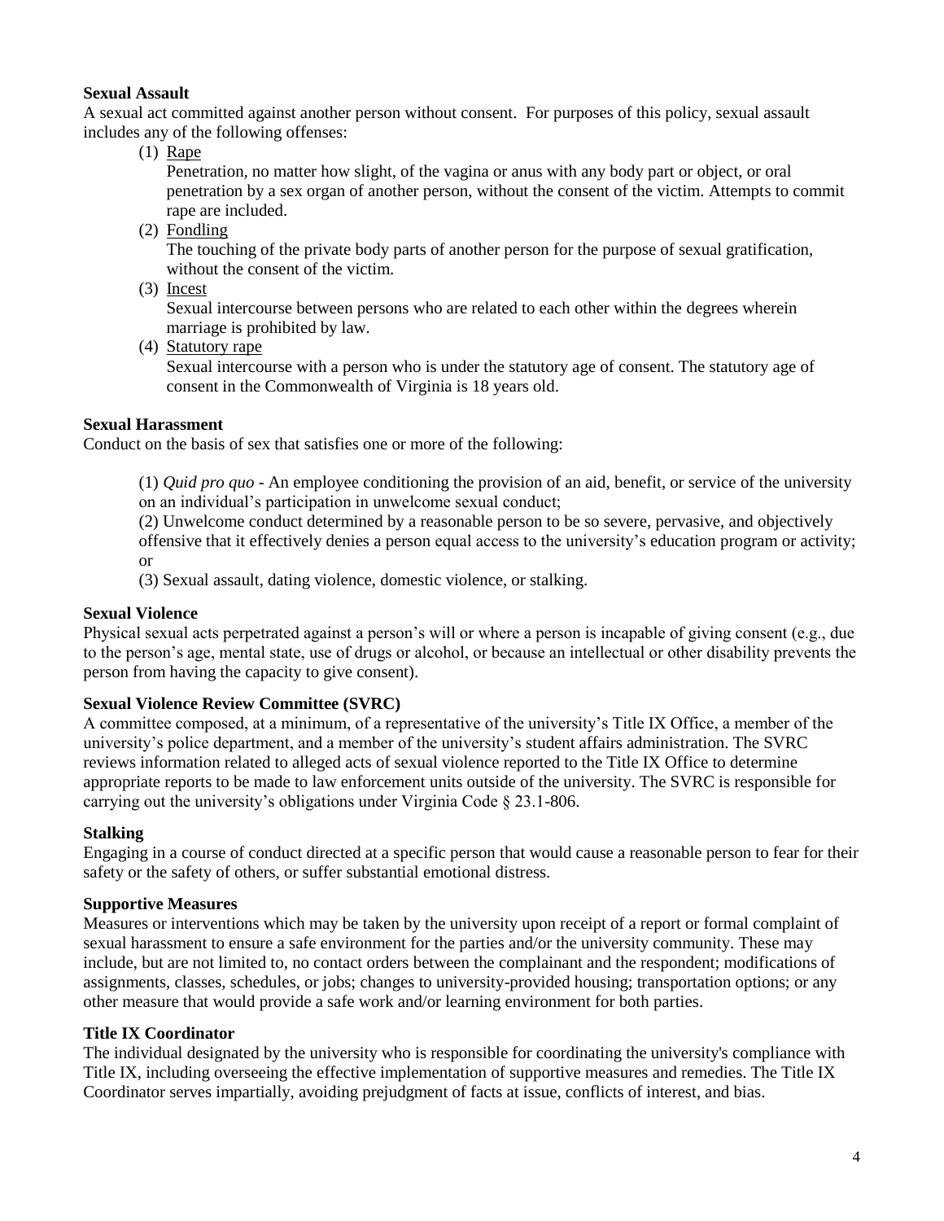**Sexual Assault**

A sexual act committed against another person without consent. For purposes of this policy, sexual assault includes any of the following offenses:

(1) <u>Rape</u>

Penetration, no matter how slight, of the vagina or anus with any body part or object, or oral penetration by a sex organ of another person, without the consent of the victim. Attempts to commit rape are included.

(2) <u>Fondling</u>

The touching of the private body parts of another person for the purpose of sexual gratification, without the consent of the victim.

(3) <u>Incest</u>

Sexual intercourse between persons who are related to each other within the degrees wherein marriage is prohibited by law.

(4) <u>Statutory rape</u>

Sexual intercourse with a person who is under the statutory age of consent. The statutory age of consent in the Commonwealth of Virginia is 18 years old.

**Sexual Harassment**

Conduct on the basis of sex that satisfies one or more of the following:

(1) *Quid pro quo* - An employee conditioning the provision of an aid, benefit, or service of the university on an individual's participation in unwelcome sexual conduct;

(2) Unwelcome conduct determined by a reasonable person to be so severe, pervasive, and objectively offensive that it effectively denies a person equal access to the university's education program or activity; or

(3) Sexual assault, dating violence, domestic violence, or stalking.

**Sexual Violence**

Physical sexual acts perpetrated against a person's will or where a person is incapable of giving consent (e.g., due to the person's age, mental state, use of drugs or alcohol, or because an intellectual or other disability prevents the person from having the capacity to give consent).

**Sexual Violence Review Committee (SVRC)**

A committee composed, at a minimum, of a representative of the university's Title IX Office, a member of the university's police department, and a member of the university's student affairs administration. The SVRC reviews information related to alleged acts of sexual violence reported to the Title IX Office to determine appropriate reports to be made to law enforcement units outside of the university. The SVRC is responsible for carrying out the university's obligations under Virginia Code § 23.1-806.

**Stalking**

Engaging in a course of conduct directed at a specific person that would cause a reasonable person to fear for their safety or the safety of others, or suffer substantial emotional distress.

**Supportive Measures**

Measures or interventions which may be taken by the university upon receipt of a report or formal complaint of sexual harassment to ensure a safe environment for the parties and/or the university community. These may include, but are not limited to, no contact orders between the complainant and the respondent; modifications of assignments, classes, schedules, or jobs; changes to university-provided housing; transportation options; or any other measure that would provide a safe work and/or learning environment for both parties.

**Title IX Coordinator**

The individual designated by the university who is responsible for coordinating the university's compliance with Title IX, including overseeing the effective implementation of supportive measures and remedies. The Title IX Coordinator serves impartially, avoiding prejudgment of facts at issue, conflicts of interest, and bias.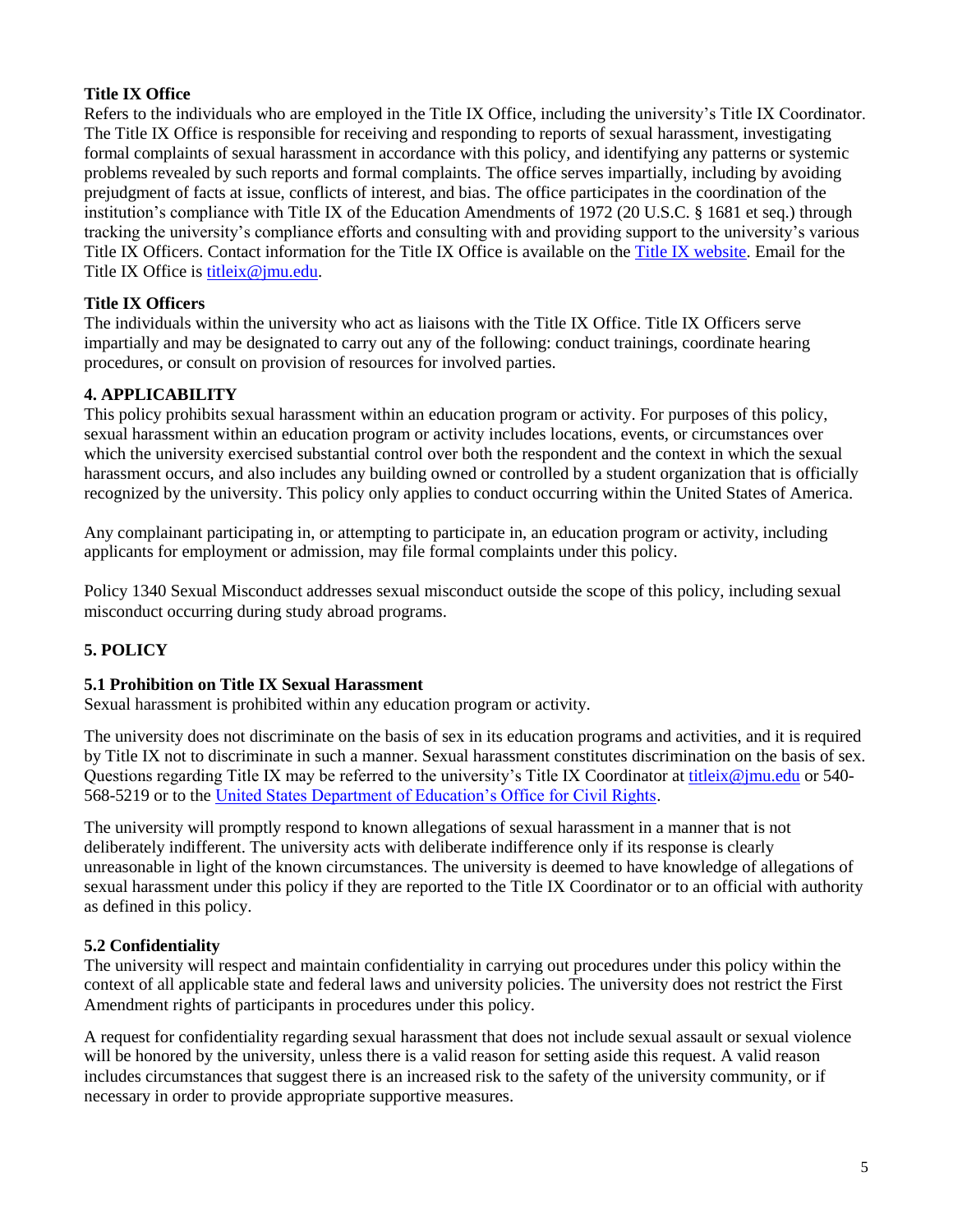**Title IX Office**

Refers to the individuals who are employed in the Title IX Office, including the university's Title IX Coordinator. The Title IX Office is responsible for receiving and responding to reports of sexual harassment, investigating formal complaints of sexual harassment in accordance with this policy, and identifying any patterns or systemic problems revealed by such reports and formal complaints. The office serves impartially, including by avoiding prejudgment of facts at issue, conflicts of interest, and bias. The office participates in the coordination of the institution's compliance with Title IX of the Education Amendments of 1972 (20 U.S.C. § 1681 et seq.) through tracking the university's compliance efforts and consulting with and providing support to the university's various Title IX Officers. Contact information for the Title IX Office is available on the [Title IX website](). Email for the Title IX Office is [titleix@jmu.edu](mailto:titleix@jmu.edu).

**Title IX Officers**

The individuals within the university who act as liaisons with the Title IX Office. Title IX Officers serve impartially and may be designated to carry out any of the following: conduct trainings, coordinate hearing procedures, or consult on provision of resources for involved parties.

## 4. APPLICABILITY

This policy prohibits sexual harassment within an education program or activity. For purposes of this policy, sexual harassment within an education program or activity includes locations, events, or circumstances over which the university exercised substantial control over both the respondent and the context in which the sexual harassment occurs, and also includes any building owned or controlled by a student organization that is officially recognized by the university. This policy only applies to conduct occurring within the United States of America.

Any complainant participating in, or attempting to participate in, an education program or activity, including applicants for employment or admission, may file formal complaints under this policy.

Policy 1340 Sexual Misconduct addresses sexual misconduct outside the scope of this policy, including sexual misconduct occurring during study abroad programs.

## 5. POLICY

### 5.1 Prohibition on Title IX Sexual Harassment

Sexual harassment is prohibited within any education program or activity.

The university does not discriminate on the basis of sex in its education programs and activities, and it is required by Title IX not to discriminate in such a manner. Sexual harassment constitutes discrimination on the basis of sex. Questions regarding Title IX may be referred to the university's Title IX Coordinator at [titleix@jmu.edu](mailto:titleix@jmu.edu) or 540-568-5219 or to the [United States Department of Education's Office for Civil Rights]().

The university will promptly respond to known allegations of sexual harassment in a manner that is not deliberately indifferent. The university acts with deliberate indifference only if its response is clearly unreasonable in light of the known circumstances. The university is deemed to have knowledge of allegations of sexual harassment under this policy if they are reported to the Title IX Coordinator or to an official with authority as defined in this policy.

### 5.2 Confidentiality

The university will respect and maintain confidentiality in carrying out procedures under this policy within the context of all applicable state and federal laws and university policies. The university does not restrict the First Amendment rights of participants in procedures under this policy.

A request for confidentiality regarding sexual harassment that does not include sexual assault or sexual violence will be honored by the university, unless there is a valid reason for setting aside this request. A valid reason includes circumstances that suggest there is an increased risk to the safety of the university community, or if necessary in order to provide appropriate supportive measures.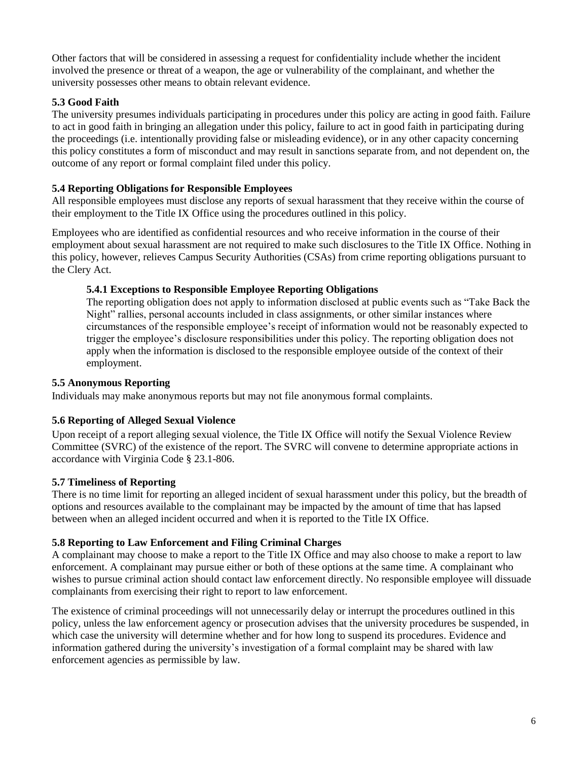Other factors that will be considered in assessing a request for confidentiality include whether the incident involved the presence or threat of a weapon, the age or vulnerability of the complainant, and whether the university possesses other means to obtain relevant evidence.

### 5.3 Good Faith

The university presumes individuals participating in procedures under this policy are acting in good faith. Failure to act in good faith in bringing an allegation under this policy, failure to act in good faith in participating during the proceedings (i.e. intentionally providing false or misleading evidence), or in any other capacity concerning this policy constitutes a form of misconduct and may result in sanctions separate from, and not dependent on, the outcome of any report or formal complaint filed under this policy.

### 5.4 Reporting Obligations for Responsible Employees

All responsible employees must disclose any reports of sexual harassment that they receive within the course of their employment to the Title IX Office using the procedures outlined in this policy.

Employees who are identified as confidential resources and who receive information in the course of their employment about sexual harassment are not required to make such disclosures to the Title IX Office. Nothing in this policy, however, relieves Campus Security Authorities (CSAs) from crime reporting obligations pursuant to the Clery Act.

#### 5.4.1 Exceptions to Responsible Employee Reporting Obligations

The reporting obligation does not apply to information disclosed at public events such as "Take Back the Night" rallies, personal accounts included in class assignments, or other similar instances where circumstances of the responsible employee's receipt of information would not be reasonably expected to trigger the employee's disclosure responsibilities under this policy. The reporting obligation does not apply when the information is disclosed to the responsible employee outside of the context of their employment.

### 5.5 Anonymous Reporting

Individuals may make anonymous reports but may not file anonymous formal complaints.

### 5.6 Reporting of Alleged Sexual Violence

Upon receipt of a report alleging sexual violence, the Title IX Office will notify the Sexual Violence Review Committee (SVRC) of the existence of the report. The SVRC will convene to determine appropriate actions in accordance with Virginia Code § 23.1-806.

### 5.7 Timeliness of Reporting

There is no time limit for reporting an alleged incident of sexual harassment under this policy, but the breadth of options and resources available to the complainant may be impacted by the amount of time that has lapsed between when an alleged incident occurred and when it is reported to the Title IX Office.

### 5.8 Reporting to Law Enforcement and Filing Criminal Charges

A complainant may choose to make a report to the Title IX Office and may also choose to make a report to law enforcement. A complainant may pursue either or both of these options at the same time. A complainant who wishes to pursue criminal action should contact law enforcement directly. No responsible employee will dissuade complainants from exercising their right to report to law enforcement.

The existence of criminal proceedings will not unnecessarily delay or interrupt the procedures outlined in this policy, unless the law enforcement agency or prosecution advises that the university procedures be suspended, in which case the university will determine whether and for how long to suspend its procedures. Evidence and information gathered during the university's investigation of a formal complaint may be shared with law enforcement agencies as permissible by law.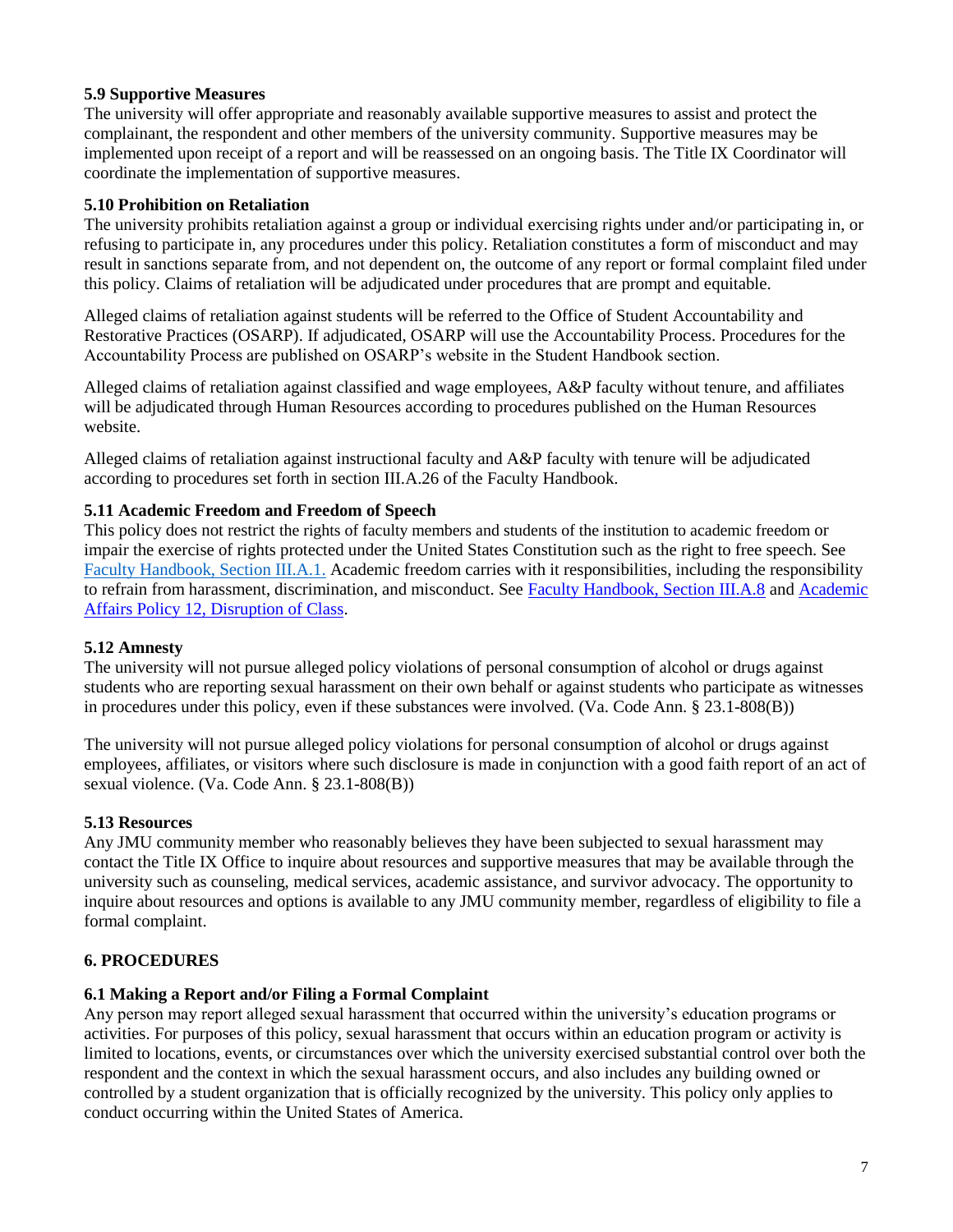### 5.9 Supportive Measures

The university will offer appropriate and reasonably available supportive measures to assist and protect the complainant, the respondent and other members of the university community. Supportive measures may be implemented upon receipt of a report and will be reassessed on an ongoing basis. The Title IX Coordinator will coordinate the implementation of supportive measures.

### 5.10 Prohibition on Retaliation

The university prohibits retaliation against a group or individual exercising rights under and/or participating in, or refusing to participate in, any procedures under this policy. Retaliation constitutes a form of misconduct and may result in sanctions separate from, and not dependent on, the outcome of any report or formal complaint filed under this policy. Claims of retaliation will be adjudicated under procedures that are prompt and equitable.

Alleged claims of retaliation against students will be referred to the Office of Student Accountability and Restorative Practices (OSARP). If adjudicated, OSARP will use the Accountability Process. Procedures for the Accountability Process are published on OSARP's website in the Student Handbook section.

Alleged claims of retaliation against classified and wage employees, A&P faculty without tenure, and affiliates will be adjudicated through Human Resources according to procedures published on the Human Resources website.

Alleged claims of retaliation against instructional faculty and A&P faculty with tenure will be adjudicated according to procedures set forth in section III.A.26 of the Faculty Handbook.

### 5.11 Academic Freedom and Freedom of Speech

This policy does not restrict the rights of faculty members and students of the institution to academic freedom or impair the exercise of rights protected under the United States Constitution such as the right to free speech. See Faculty Handbook, Section III.A.1. Academic freedom carries with it responsibilities, including the responsibility to refrain from harassment, discrimination, and misconduct. See Faculty Handbook, Section III.A.8 and Academic Affairs Policy 12, Disruption of Class.

### 5.12 Amnesty

The university will not pursue alleged policy violations of personal consumption of alcohol or drugs against students who are reporting sexual harassment on their own behalf or against students who participate as witnesses in procedures under this policy, even if these substances were involved. (Va. Code Ann. § 23.1-808(B))

The university will not pursue alleged policy violations for personal consumption of alcohol or drugs against employees, affiliates, or visitors where such disclosure is made in conjunction with a good faith report of an act of sexual violence. (Va. Code Ann. § 23.1-808(B))

### 5.13 Resources

Any JMU community member who reasonably believes they have been subjected to sexual harassment may contact the Title IX Office to inquire about resources and supportive measures that may be available through the university such as counseling, medical services, academic assistance, and survivor advocacy. The opportunity to inquire about resources and options is available to any JMU community member, regardless of eligibility to file a formal complaint.

## 6. PROCEDURES

### 6.1 Making a Report and/or Filing a Formal Complaint

Any person may report alleged sexual harassment that occurred within the university's education programs or activities. For purposes of this policy, sexual harassment that occurs within an education program or activity is limited to locations, events, or circumstances over which the university exercised substantial control over both the respondent and the context in which the sexual harassment occurs, and also includes any building owned or controlled by a student organization that is officially recognized by the university. This policy only applies to conduct occurring within the United States of America.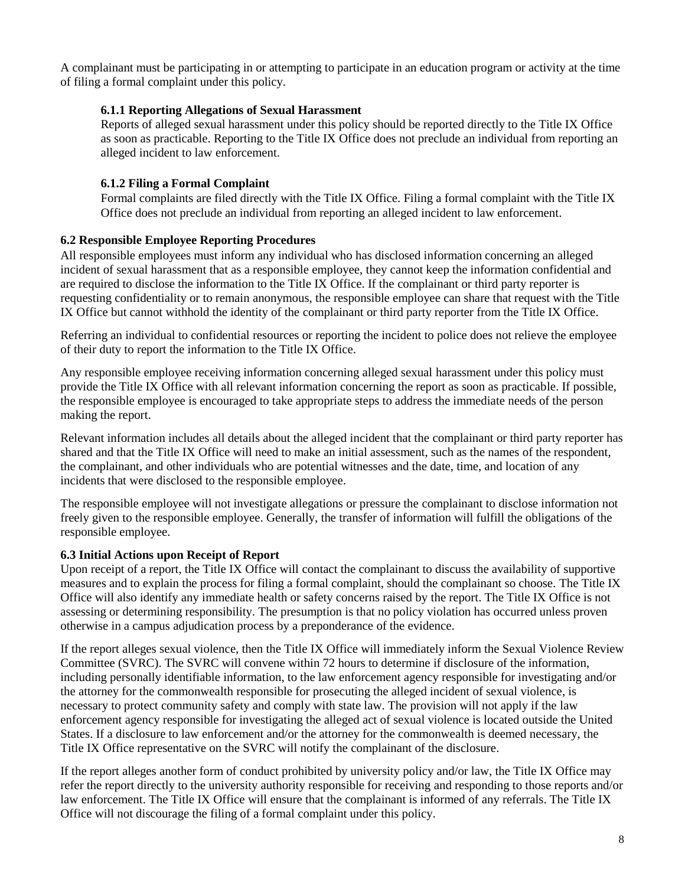A complainant must be participating in or attempting to participate in an education program or activity at the time of filing a formal complaint under this policy.

#### 6.1.1 Reporting Allegations of Sexual Harassment

Reports of alleged sexual harassment under this policy should be reported directly to the Title IX Office as soon as practicable. Reporting to the Title IX Office does not preclude an individual from reporting an alleged incident to law enforcement.

#### 6.1.2 Filing a Formal Complaint

Formal complaints are filed directly with the Title IX Office. Filing a formal complaint with the Title IX Office does not preclude an individual from reporting an alleged incident to law enforcement.

### 6.2 Responsible Employee Reporting Procedures

All responsible employees must inform any individual who has disclosed information concerning an alleged incident of sexual harassment that as a responsible employee, they cannot keep the information confidential and are required to disclose the information to the Title IX Office. If the complainant or third party reporter is requesting confidentiality or to remain anonymous, the responsible employee can share that request with the Title IX Office but cannot withhold the identity of the complainant or third party reporter from the Title IX Office.

Referring an individual to confidential resources or reporting the incident to police does not relieve the employee of their duty to report the information to the Title IX Office.

Any responsible employee receiving information concerning alleged sexual harassment under this policy must provide the Title IX Office with all relevant information concerning the report as soon as practicable. If possible, the responsible employee is encouraged to take appropriate steps to address the immediate needs of the person making the report.

Relevant information includes all details about the alleged incident that the complainant or third party reporter has shared and that the Title IX Office will need to make an initial assessment, such as the names of the respondent, the complainant, and other individuals who are potential witnesses and the date, time, and location of any incidents that were disclosed to the responsible employee.

The responsible employee will not investigate allegations or pressure the complainant to disclose information not freely given to the responsible employee. Generally, the transfer of information will fulfill the obligations of the responsible employee.

### 6.3 Initial Actions upon Receipt of Report

Upon receipt of a report, the Title IX Office will contact the complainant to discuss the availability of supportive measures and to explain the process for filing a formal complaint, should the complainant so choose. The Title IX Office will also identify any immediate health or safety concerns raised by the report. The Title IX Office is not assessing or determining responsibility. The presumption is that no policy violation has occurred unless proven otherwise in a campus adjudication process by a preponderance of the evidence.

If the report alleges sexual violence, then the Title IX Office will immediately inform the Sexual Violence Review Committee (SVRC). The SVRC will convene within 72 hours to determine if disclosure of the information, including personally identifiable information, to the law enforcement agency responsible for investigating and/or the attorney for the commonwealth responsible for prosecuting the alleged incident of sexual violence, is necessary to protect community safety and comply with state law. The provision will not apply if the law enforcement agency responsible for investigating the alleged act of sexual violence is located outside the United States. If a disclosure to law enforcement and/or the attorney for the commonwealth is deemed necessary, the Title IX Office representative on the SVRC will notify the complainant of the disclosure.

If the report alleges another form of conduct prohibited by university policy and/or law, the Title IX Office may refer the report directly to the university authority responsible for receiving and responding to those reports and/or law enforcement. The Title IX Office will ensure that the complainant is informed of any referrals. The Title IX Office will not discourage the filing of a formal complaint under this policy.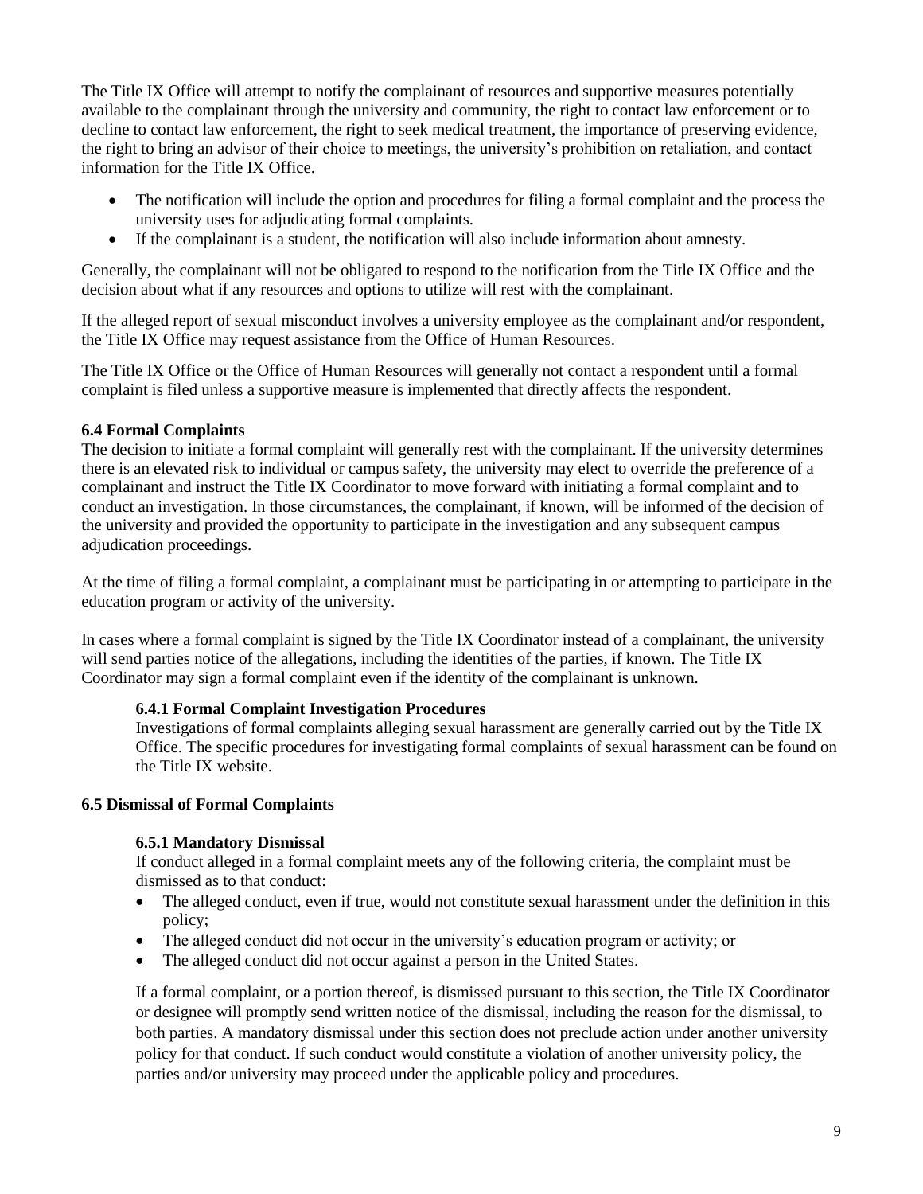The Title IX Office will attempt to notify the complainant of resources and supportive measures potentially available to the complainant through the university and community, the right to contact law enforcement or to decline to contact law enforcement, the right to seek medical treatment, the importance of preserving evidence, the right to bring an advisor of their choice to meetings, the university's prohibition on retaliation, and contact information for the Title IX Office.

- The notification will include the option and procedures for filing a formal complaint and the process the university uses for adjudicating formal complaints.
- If the complainant is a student, the notification will also include information about amnesty.

Generally, the complainant will not be obligated to respond to the notification from the Title IX Office and the decision about what if any resources and options to utilize will rest with the complainant.

If the alleged report of sexual misconduct involves a university employee as the complainant and/or respondent, the Title IX Office may request assistance from the Office of Human Resources.

The Title IX Office or the Office of Human Resources will generally not contact a respondent until a formal complaint is filed unless a supportive measure is implemented that directly affects the respondent.

### 6.4 Formal Complaints

The decision to initiate a formal complaint will generally rest with the complainant. If the university determines there is an elevated risk to individual or campus safety, the university may elect to override the preference of a complainant and instruct the Title IX Coordinator to move forward with initiating a formal complaint and to conduct an investigation. In those circumstances, the complainant, if known, will be informed of the decision of the university and provided the opportunity to participate in the investigation and any subsequent campus adjudication proceedings.

At the time of filing a formal complaint, a complainant must be participating in or attempting to participate in the education program or activity of the university.

In cases where a formal complaint is signed by the Title IX Coordinator instead of a complainant, the university will send parties notice of the allegations, including the identities of the parties, if known. The Title IX Coordinator may sign a formal complaint even if the identity of the complainant is unknown.

#### 6.4.1 Formal Complaint Investigation Procedures

Investigations of formal complaints alleging sexual harassment are generally carried out by the Title IX Office. The specific procedures for investigating formal complaints of sexual harassment can be found on the Title IX website.

### 6.5 Dismissal of Formal Complaints

#### 6.5.1 Mandatory Dismissal

If conduct alleged in a formal complaint meets any of the following criteria, the complaint must be dismissed as to that conduct:

- The alleged conduct, even if true, would not constitute sexual harassment under the definition in this policy;
- The alleged conduct did not occur in the university's education program or activity; or
- The alleged conduct did not occur against a person in the United States.

If a formal complaint, or a portion thereof, is dismissed pursuant to this section, the Title IX Coordinator or designee will promptly send written notice of the dismissal, including the reason for the dismissal, to both parties. A mandatory dismissal under this section does not preclude action under another university policy for that conduct. If such conduct would constitute a violation of another university policy, the parties and/or university may proceed under the applicable policy and procedures.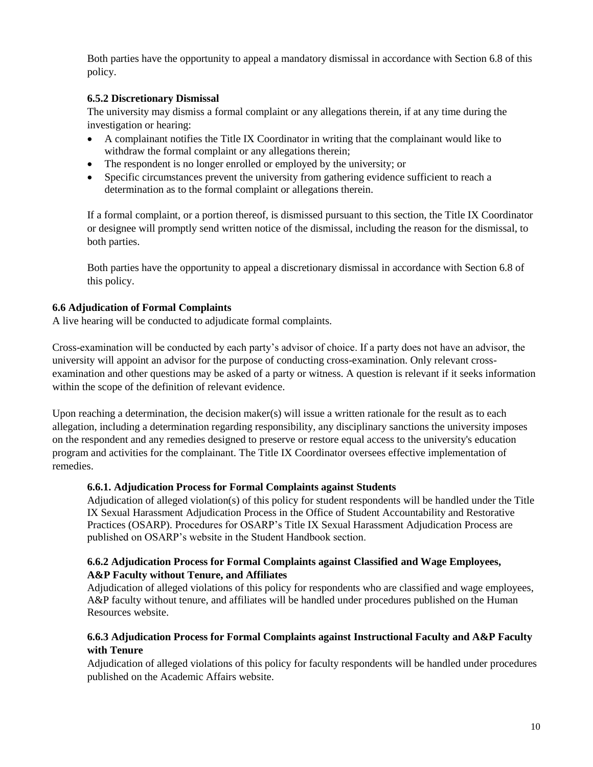Both parties have the opportunity to appeal a mandatory dismissal in accordance with Section 6.8 of this policy.

#### 6.5.2 Discretionary Dismissal

The university may dismiss a formal complaint or any allegations therein, if at any time during the investigation or hearing:

- A complainant notifies the Title IX Coordinator in writing that the complainant would like to withdraw the formal complaint or any allegations therein;
- The respondent is no longer enrolled or employed by the university; or
- Specific circumstances prevent the university from gathering evidence sufficient to reach a determination as to the formal complaint or allegations therein.

If a formal complaint, or a portion thereof, is dismissed pursuant to this section, the Title IX Coordinator or designee will promptly send written notice of the dismissal, including the reason for the dismissal, to both parties.

Both parties have the opportunity to appeal a discretionary dismissal in accordance with Section 6.8 of this policy.

### 6.6 Adjudication of Formal Complaints

A live hearing will be conducted to adjudicate formal complaints.

Cross-examination will be conducted by each party's advisor of choice. If a party does not have an advisor, the university will appoint an advisor for the purpose of conducting cross-examination. Only relevant cross-examination and other questions may be asked of a party or witness. A question is relevant if it seeks information within the scope of the definition of relevant evidence.

Upon reaching a determination, the decision maker(s) will issue a written rationale for the result as to each allegation, including a determination regarding responsibility, any disciplinary sanctions the university imposes on the respondent and any remedies designed to preserve or restore equal access to the university's education program and activities for the complainant. The Title IX Coordinator oversees effective implementation of remedies.

#### 6.6.1. Adjudication Process for Formal Complaints against Students

Adjudication of alleged violation(s) of this policy for student respondents will be handled under the Title IX Sexual Harassment Adjudication Process in the Office of Student Accountability and Restorative Practices (OSARP). Procedures for OSARP's Title IX Sexual Harassment Adjudication Process are published on OSARP's website in the Student Handbook section.

#### 6.6.2 Adjudication Process for Formal Complaints against Classified and Wage Employees, A&P Faculty without Tenure, and Affiliates

Adjudication of alleged violations of this policy for respondents who are classified and wage employees, A&P faculty without tenure, and affiliates will be handled under procedures published on the Human Resources website.

#### 6.6.3 Adjudication Process for Formal Complaints against Instructional Faculty and A&P Faculty with Tenure

Adjudication of alleged violations of this policy for faculty respondents will be handled under procedures published on the Academic Affairs website.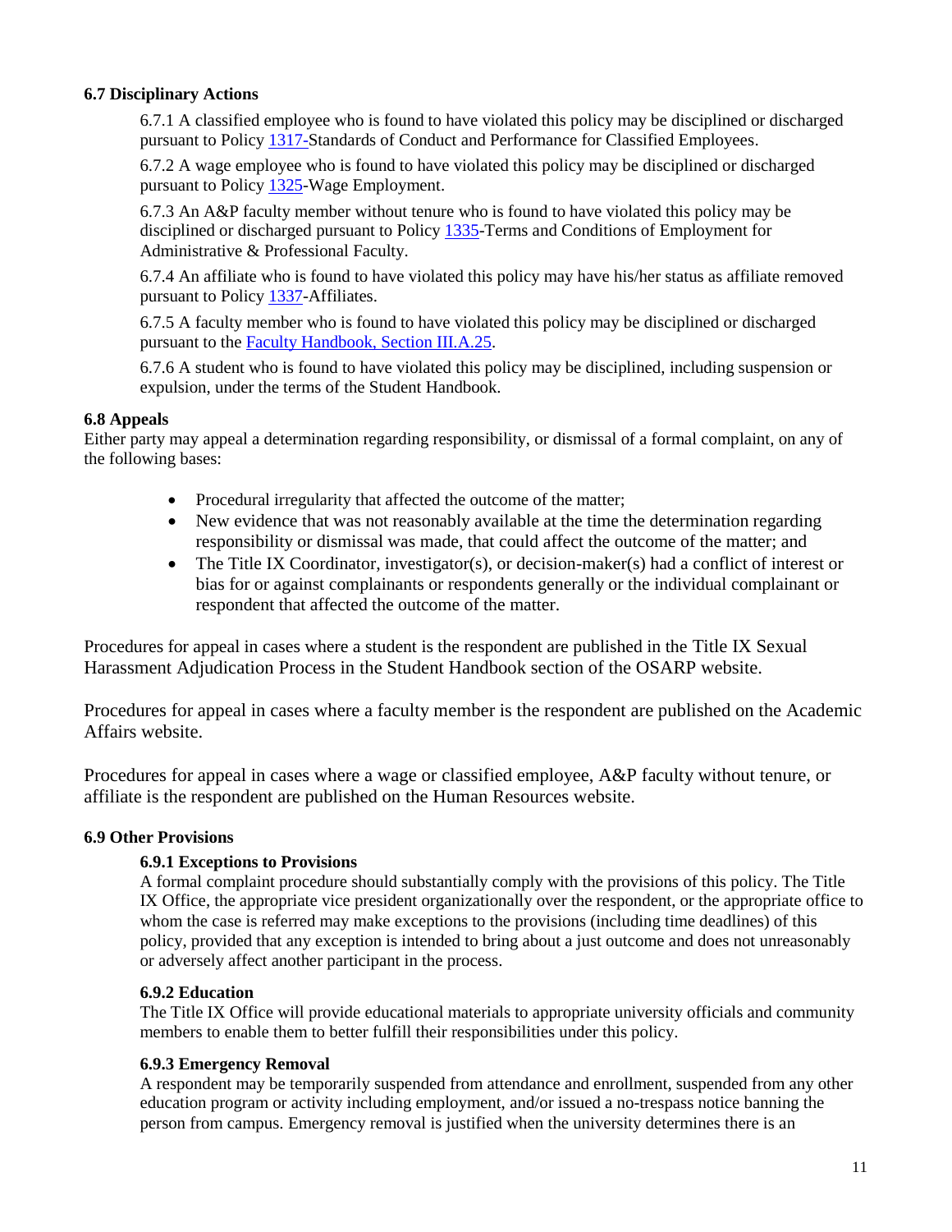### 6.7 Disciplinary Actions

6.7.1 A classified employee who is found to have violated this policy may be disciplined or discharged pursuant to Policy 1317-Standards of Conduct and Performance for Classified Employees.

6.7.2 A wage employee who is found to have violated this policy may be disciplined or discharged pursuant to Policy 1325-Wage Employment.

6.7.3 An A&P faculty member without tenure who is found to have violated this policy may be disciplined or discharged pursuant to Policy 1335-Terms and Conditions of Employment for Administrative & Professional Faculty.

6.7.4 An affiliate who is found to have violated this policy may have his/her status as affiliate removed pursuant to Policy 1337-Affiliates.

6.7.5 A faculty member who is found to have violated this policy may be disciplined or discharged pursuant to the Faculty Handbook, Section III.A.25.

6.7.6 A student who is found to have violated this policy may be disciplined, including suspension or expulsion, under the terms of the Student Handbook.

### 6.8 Appeals

Either party may appeal a determination regarding responsibility, or dismissal of a formal complaint, on any of the following bases:

- Procedural irregularity that affected the outcome of the matter;
- New evidence that was not reasonably available at the time the determination regarding responsibility or dismissal was made, that could affect the outcome of the matter; and
- The Title IX Coordinator, investigator(s), or decision-maker(s) had a conflict of interest or bias for or against complainants or respondents generally or the individual complainant or respondent that affected the outcome of the matter.

Procedures for appeal in cases where a student is the respondent are published in the Title IX Sexual Harassment Adjudication Process in the Student Handbook section of the OSARP website.

Procedures for appeal in cases where a faculty member is the respondent are published on the Academic Affairs website.

Procedures for appeal in cases where a wage or classified employee, A&P faculty without tenure, or affiliate is the respondent are published on the Human Resources website.

### 6.9 Other Provisions

#### 6.9.1 Exceptions to Provisions

A formal complaint procedure should substantially comply with the provisions of this policy. The Title IX Office, the appropriate vice president organizationally over the respondent, or the appropriate office to whom the case is referred may make exceptions to the provisions (including time deadlines) of this policy, provided that any exception is intended to bring about a just outcome and does not unreasonably or adversely affect another participant in the process.

#### 6.9.2 Education

The Title IX Office will provide educational materials to appropriate university officials and community members to enable them to better fulfill their responsibilities under this policy.

#### 6.9.3 Emergency Removal

A respondent may be temporarily suspended from attendance and enrollment, suspended from any other education program or activity including employment, and/or issued a no-trespass notice banning the person from campus. Emergency removal is justified when the university determines there is an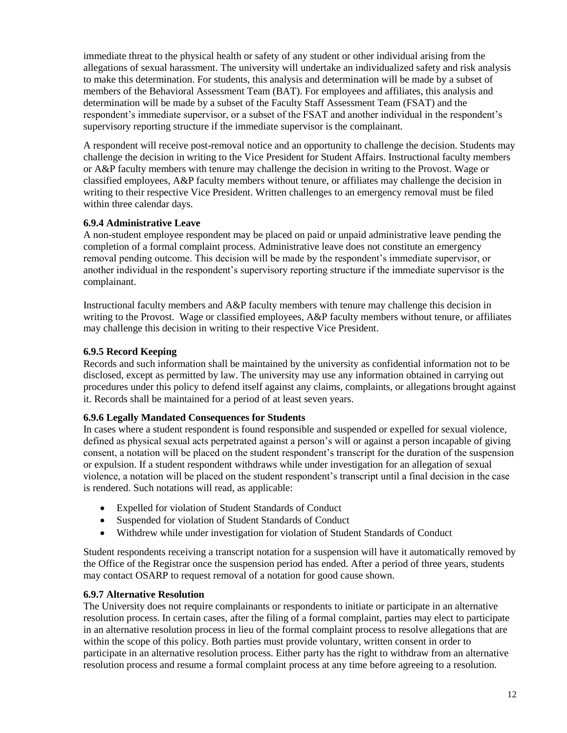immediate threat to the physical health or safety of any student or other individual arising from the allegations of sexual harassment. The university will undertake an individualized safety and risk analysis to make this determination. For students, this analysis and determination will be made by a subset of members of the Behavioral Assessment Team (BAT). For employees and affiliates, this analysis and determination will be made by a subset of the Faculty Staff Assessment Team (FSAT) and the respondent's immediate supervisor, or a subset of the FSAT and another individual in the respondent's supervisory reporting structure if the immediate supervisor is the complainant.

A respondent will receive post-removal notice and an opportunity to challenge the decision. Students may challenge the decision in writing to the Vice President for Student Affairs. Instructional faculty members or A&P faculty members with tenure may challenge the decision in writing to the Provost. Wage or classified employees, A&P faculty members without tenure, or affiliates may challenge the decision in writing to their respective Vice President. Written challenges to an emergency removal must be filed within three calendar days.

#### 6.9.4 Administrative Leave

A non-student employee respondent may be placed on paid or unpaid administrative leave pending the completion of a formal complaint process. Administrative leave does not constitute an emergency removal pending outcome. This decision will be made by the respondent's immediate supervisor, or another individual in the respondent's supervisory reporting structure if the immediate supervisor is the complainant.

Instructional faculty members and A&P faculty members with tenure may challenge this decision in writing to the Provost. Wage or classified employees, A&P faculty members without tenure, or affiliates may challenge this decision in writing to their respective Vice President.

#### 6.9.5 Record Keeping

Records and such information shall be maintained by the university as confidential information not to be disclosed, except as permitted by law. The university may use any information obtained in carrying out procedures under this policy to defend itself against any claims, complaints, or allegations brought against it. Records shall be maintained for a period of at least seven years.

#### 6.9.6 Legally Mandated Consequences for Students

In cases where a student respondent is found responsible and suspended or expelled for sexual violence, defined as physical sexual acts perpetrated against a person's will or against a person incapable of giving consent, a notation will be placed on the student respondent's transcript for the duration of the suspension or expulsion. If a student respondent withdraws while under investigation for an allegation of sexual violence, a notation will be placed on the student respondent's transcript until a final decision in the case is rendered. Such notations will read, as applicable:

- Expelled for violation of Student Standards of Conduct
- Suspended for violation of Student Standards of Conduct
- Withdrew while under investigation for violation of Student Standards of Conduct

Student respondents receiving a transcript notation for a suspension will have it automatically removed by the Office of the Registrar once the suspension period has ended. After a period of three years, students may contact OSARP to request removal of a notation for good cause shown.

#### 6.9.7 Alternative Resolution

The University does not require complainants or respondents to initiate or participate in an alternative resolution process. In certain cases, after the filing of a formal complaint, parties may elect to participate in an alternative resolution process in lieu of the formal complaint process to resolve allegations that are within the scope of this policy. Both parties must provide voluntary, written consent in order to participate in an alternative resolution process. Either party has the right to withdraw from an alternative resolution process and resume a formal complaint process at any time before agreeing to a resolution.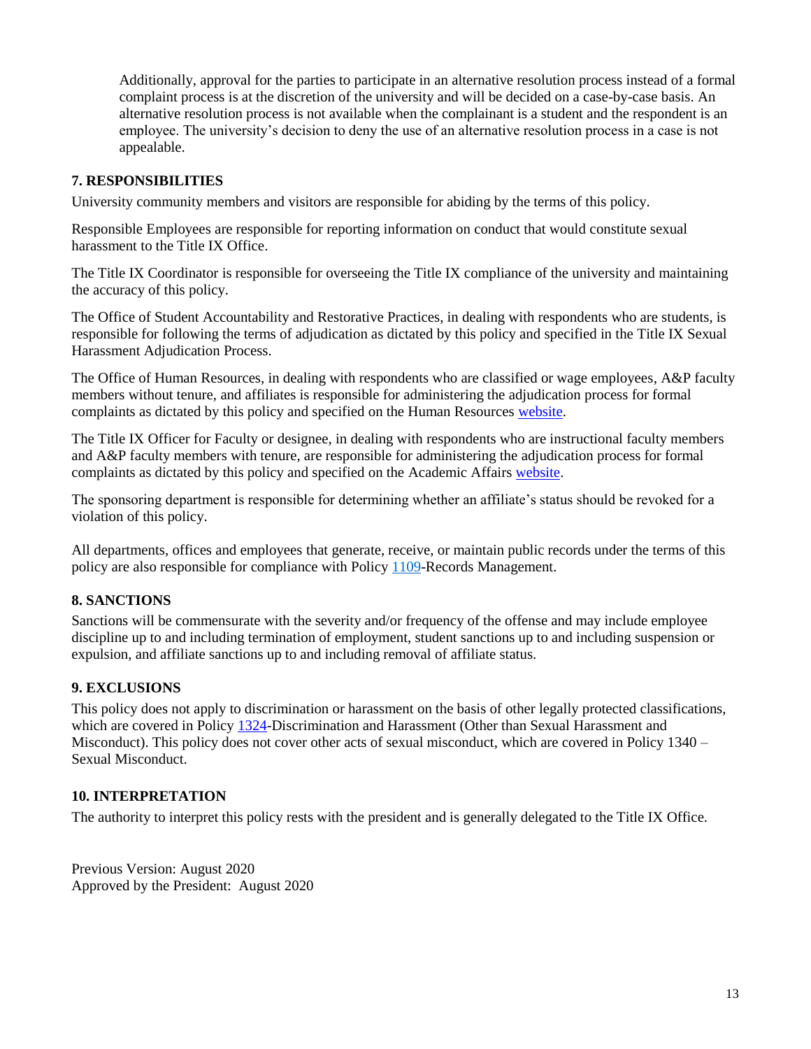Additionally, approval for the parties to participate in an alternative resolution process instead of a formal complaint process is at the discretion of the university and will be decided on a case-by-case basis. An alternative resolution process is not available when the complainant is a student and the respondent is an employee. The university's decision to deny the use of an alternative resolution process in a case is not appealable.

### 7. RESPONSIBILITIES

University community members and visitors are responsible for abiding by the terms of this policy.

Responsible Employees are responsible for reporting information on conduct that would constitute sexual harassment to the Title IX Office.

The Title IX Coordinator is responsible for overseeing the Title IX compliance of the university and maintaining the accuracy of this policy.

The Office of Student Accountability and Restorative Practices, in dealing with respondents who are students, is responsible for following the terms of adjudication as dictated by this policy and specified in the Title IX Sexual Harassment Adjudication Process.

The Office of Human Resources, in dealing with respondents who are classified or wage employees, A&P faculty members without tenure, and affiliates is responsible for administering the adjudication process for formal complaints as dictated by this policy and specified on the Human Resources website.

The Title IX Officer for Faculty or designee, in dealing with respondents who are instructional faculty members and A&P faculty members with tenure, are responsible for administering the adjudication process for formal complaints as dictated by this policy and specified on the Academic Affairs website.

The sponsoring department is responsible for determining whether an affiliate's status should be revoked for a violation of this policy.

All departments, offices and employees that generate, receive, or maintain public records under the terms of this policy are also responsible for compliance with Policy 1109-Records Management.

### 8. SANCTIONS

Sanctions will be commensurate with the severity and/or frequency of the offense and may include employee discipline up to and including termination of employment, student sanctions up to and including suspension or expulsion, and affiliate sanctions up to and including removal of affiliate status.

### 9. EXCLUSIONS

This policy does not apply to discrimination or harassment on the basis of other legally protected classifications, which are covered in Policy 1324-Discrimination and Harassment (Other than Sexual Harassment and Misconduct). This policy does not cover other acts of sexual misconduct, which are covered in Policy 1340 – Sexual Misconduct.

### 10. INTERPRETATION

The authority to interpret this policy rests with the president and is generally delegated to the Title IX Office.

Previous Version: August 2020
Approved by the President: August 2020